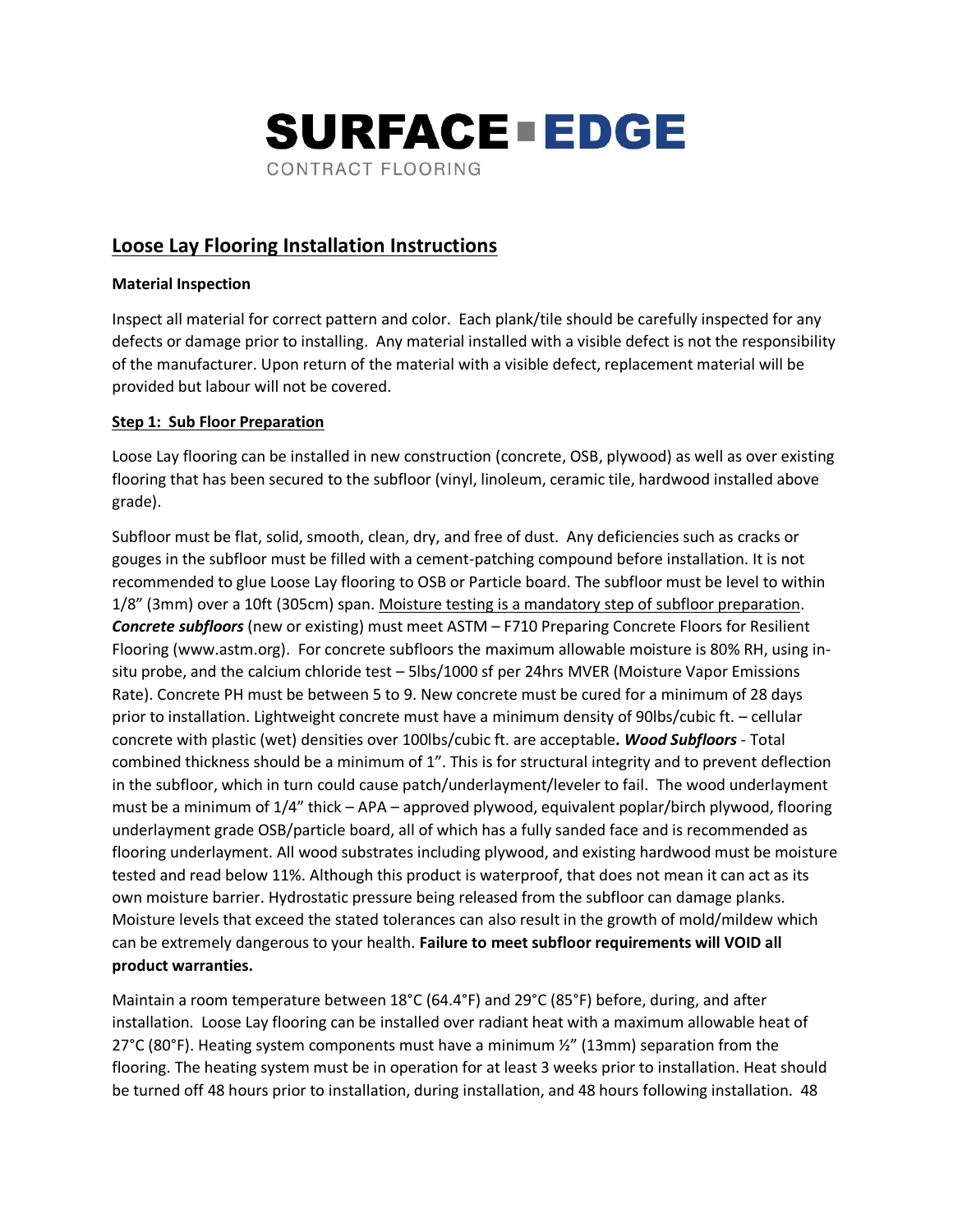# SURFACE EDGE

CONTRACT FLOORING

## Loose Lay Flooring Installation Instructions

**Material Inspection**

Inspect all material for correct pattern and color. Each plank/tile should be carefully inspected for any defects or damage prior to installing. Any material installed with a visible defect is not the responsibility of the manufacturer. Upon return of the material with a visible defect, replacement material will be provided but labour will not be covered.

**Step 1: Sub Floor Preparation**

Loose Lay flooring can be installed in new construction (concrete, OSB, plywood) as well as over existing flooring that has been secured to the subfloor (vinyl, linoleum, ceramic tile, hardwood installed above grade).

Subfloor must be flat, solid, smooth, clean, dry, and free of dust. Any deficiencies such as cracks or gouges in the subfloor must be filled with a cement-patching compound before installation. It is not recommended to glue Loose Lay flooring to OSB or Particle board. The subfloor must be level to within 1/8" (3mm) over a 10ft (305cm) span. Moisture testing is a mandatory step of subfloor preparation. ***Concrete subfloors*** (new or existing) must meet ASTM – F710 Preparing Concrete Floors for Resilient Flooring (www.astm.org). For concrete subfloors the maximum allowable moisture is 80% RH, using in-situ probe, and the calcium chloride test – 5lbs/1000 sf per 24hrs MVER (Moisture Vapor Emissions Rate). Concrete PH must be between 5 to 9. New concrete must be cured for a minimum of 28 days prior to installation. Lightweight concrete must have a minimum density of 90lbs/cubic ft. – cellular concrete with plastic (wet) densities over 100lbs/cubic ft. are acceptable***. Wood Subfloors*** - Total combined thickness should be a minimum of 1". This is for structural integrity and to prevent deflection in the subfloor, which in turn could cause patch/underlayment/leveler to fail. The wood underlayment must be a minimum of 1/4" thick – APA – approved plywood, equivalent poplar/birch plywood, flooring underlayment grade OSB/particle board, all of which has a fully sanded face and is recommended as flooring underlayment. All wood substrates including plywood, and existing hardwood must be moisture tested and read below 11%. Although this product is waterproof, that does not mean it can act as its own moisture barrier. Hydrostatic pressure being released from the subfloor can damage planks. Moisture levels that exceed the stated tolerances can also result in the growth of mold/mildew which can be extremely dangerous to your health. **Failure to meet subfloor requirements will VOID all product warranties.**

Maintain a room temperature between 18°C (64.4°F) and 29°C (85°F) before, during, and after installation. Loose Lay flooring can be installed over radiant heat with a maximum allowable heat of 27°C (80°F). Heating system components must have a minimum ½" (13mm) separation from the flooring. The heating system must be in operation for at least 3 weeks prior to installation. Heat should be turned off 48 hours prior to installation, during installation, and 48 hours following installation. 48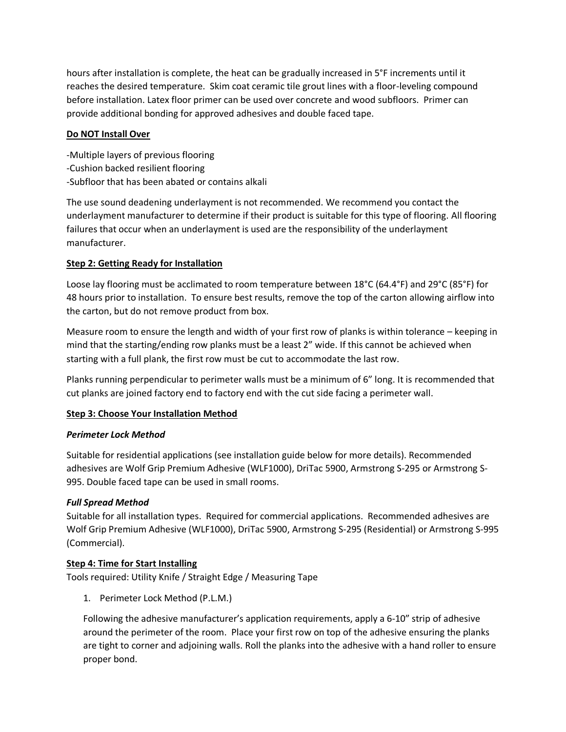hours after installation is complete, the heat can be gradually increased in 5°F increments until it reaches the desired temperature. Skim coat ceramic tile grout lines with a floor-leveling compound before installation. Latex floor primer can be used over concrete and wood subfloors. Primer can provide additional bonding for approved adhesives and double faced tape.

**<u>Do NOT Install Over</u>**

-Multiple layers of previous flooring
-Cushion backed resilient flooring
-Subfloor that has been abated or contains alkali

The use sound deadening underlayment is not recommended. We recommend you contact the underlayment manufacturer to determine if their product is suitable for this type of flooring. All flooring failures that occur when an underlayment is used are the responsibility of the underlayment manufacturer.

**<u>Step 2: Getting Ready for Installation</u>**

Loose lay flooring must be acclimated to room temperature between 18°C (64.4°F) and 29°C (85°F) for 48 hours prior to installation. To ensure best results, remove the top of the carton allowing airflow into the carton, but do not remove product from box.

Measure room to ensure the length and width of your first row of planks is within tolerance – keeping in mind that the starting/ending row planks must be a least 2" wide. If this cannot be achieved when starting with a full plank, the first row must be cut to accommodate the last row.

Planks running perpendicular to perimeter walls must be a minimum of 6" long. It is recommended that cut planks are joined factory end to factory end with the cut side facing a perimeter wall.

**<u>Step 3: Choose Your Installation Method</u>**

***Perimeter Lock Method***

Suitable for residential applications (see installation guide below for more details). Recommended adhesives are Wolf Grip Premium Adhesive (WLF1000), DriTac 5900, Armstrong S-295 or Armstrong S-995. Double faced tape can be used in small rooms.

***Full Spread Method***

Suitable for all installation types. Required for commercial applications. Recommended adhesives are Wolf Grip Premium Adhesive (WLF1000), DriTac 5900, Armstrong S-295 (Residential) or Armstrong S-995 (Commercial).

**<u>Step 4: Time for Start Installing</u>**

Tools required: Utility Knife / Straight Edge / Measuring Tape

1. Perimeter Lock Method (P.L.M.)

   Following the adhesive manufacturer's application requirements, apply a 6-10" strip of adhesive around the perimeter of the room. Place your first row on top of the adhesive ensuring the planks are tight to corner and adjoining walls. Roll the planks into the adhesive with a hand roller to ensure proper bond.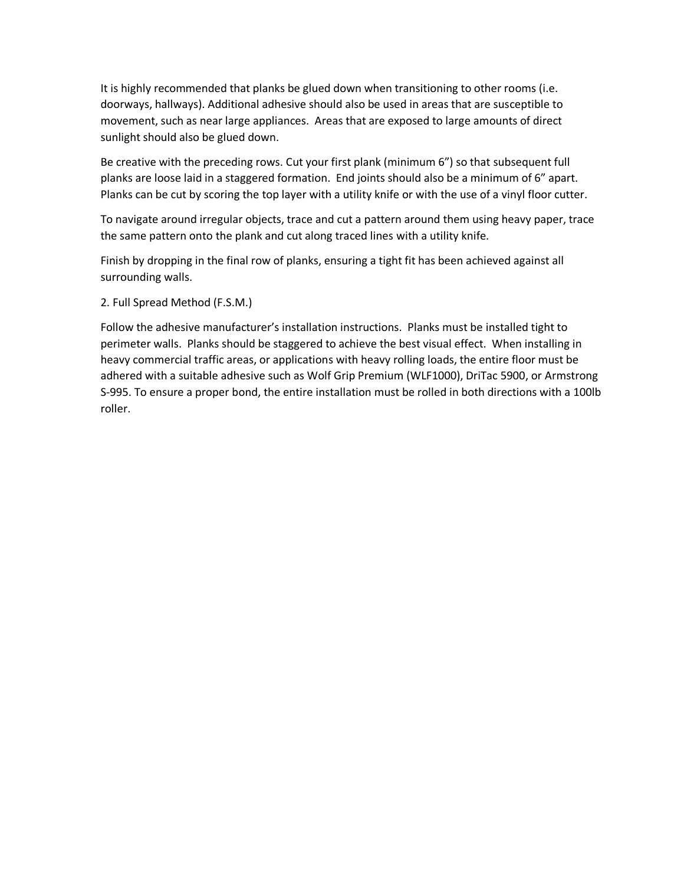It is highly recommended that planks be glued down when transitioning to other rooms (i.e. doorways, hallways). Additional adhesive should also be used in areas that are susceptible to movement, such as near large appliances. Areas that are exposed to large amounts of direct sunlight should also be glued down.

Be creative with the preceding rows. Cut your first plank (minimum 6”) so that subsequent full planks are loose laid in a staggered formation. End joints should also be a minimum of 6” apart. Planks can be cut by scoring the top layer with a utility knife or with the use of a vinyl floor cutter.

To navigate around irregular objects, trace and cut a pattern around them using heavy paper, trace the same pattern onto the plank and cut along traced lines with a utility knife.

Finish by dropping in the final row of planks, ensuring a tight fit has been achieved against all surrounding walls.

2. Full Spread Method (F.S.M.)

Follow the adhesive manufacturer’s installation instructions. Planks must be installed tight to perimeter walls. Planks should be staggered to achieve the best visual effect. When installing in heavy commercial traffic areas, or applications with heavy rolling loads, the entire floor must be adhered with a suitable adhesive such as Wolf Grip Premium (WLF1000), DriTac 5900, or Armstrong S-995. To ensure a proper bond, the entire installation must be rolled in both directions with a 100lb roller.